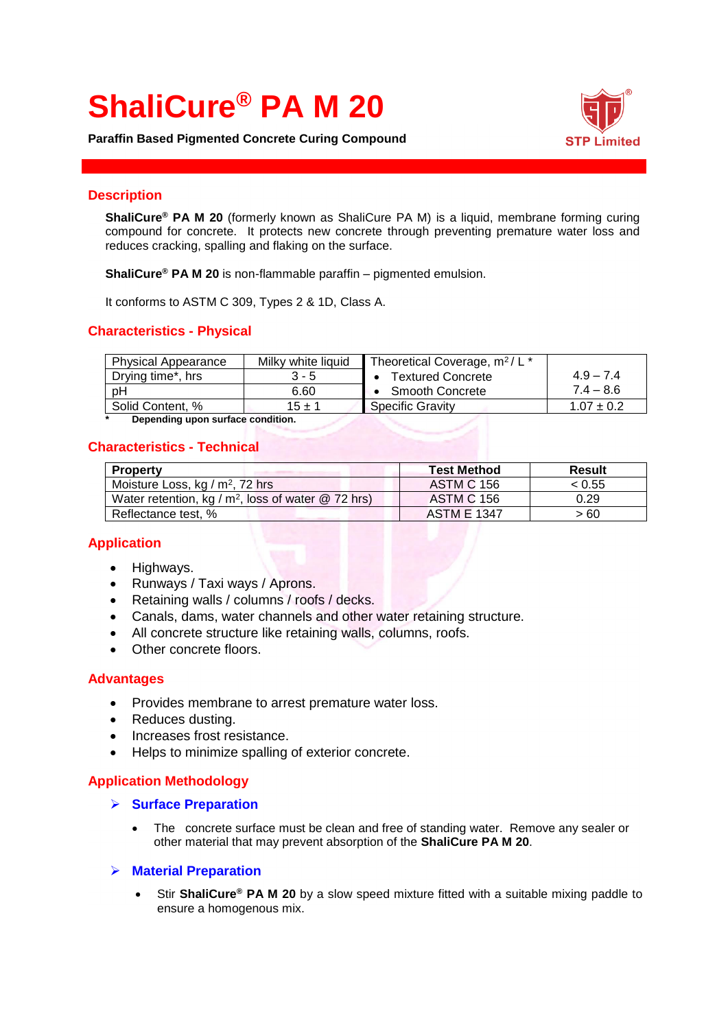# ShaliCure® PA M 20

**Paraffin Based Pigmented Concrete Curing Compound**

STP Limited

## Description

**ShaliCure® PA M 20** (formerly known as ShaliCure PA M) is a liquid, membrane forming curing compound for concrete. It protects new concrete through preventing premature water loss and reduces cracking, spalling and flaking on the surface.

**ShaliCure® PA M 20** is non-flammable paraffin – pigmented emulsion.

It conforms to ASTM C 309, Types 2 & 1D, Class A.

## Characteristics - Physical

| Physical Appearance | Milky white liquid | Theoretical Coverage, $m^2$ / L * | |
|---|---|---|---|
| Drying time*, hrs | 3 - 5 | • Textured Concrete | 4.9 – 7.4 |
| pH | 6.60 | • Smooth Concrete | 7.4 – 8.6 |
| Solid Content, % | 15 ± 1 | Specific Gravity | 1.07 ± 0.2 |

\* **Depending upon surface condition.**

## Characteristics - Technical

| Property | Test Method | Result |
|---|---|---|
| Moisture Loss, kg / $m^2$, 72 hrs | ASTM C 156 | < 0.55 |
| Water retention, kg / $m^2$, loss of water @ 72 hrs) | ASTM C 156 | 0.29 |
| Reflectance test, % | ASTM E 1347 | > 60 |

## Application

- Highways.
- Runways / Taxi ways / Aprons.
- Retaining walls / columns / roofs / decks.
- Canals, dams, water channels and other water retaining structure.
- All concrete structure like retaining walls, columns, roofs.
- Other concrete floors.

## Advantages

- Provides membrane to arrest premature water loss.
- Reduces dusting.
- Increases frost resistance.
- Helps to minimize spalling of exterior concrete.

## Application Methodology

### Surface Preparation

- The concrete surface must be clean and free of standing water. Remove any sealer or other material that may prevent absorption of the **ShaliCure PA M 20**.

### Material Preparation

- Stir **ShaliCure® PA M 20** by a slow speed mixture fitted with a suitable mixing paddle to ensure a homogenous mix.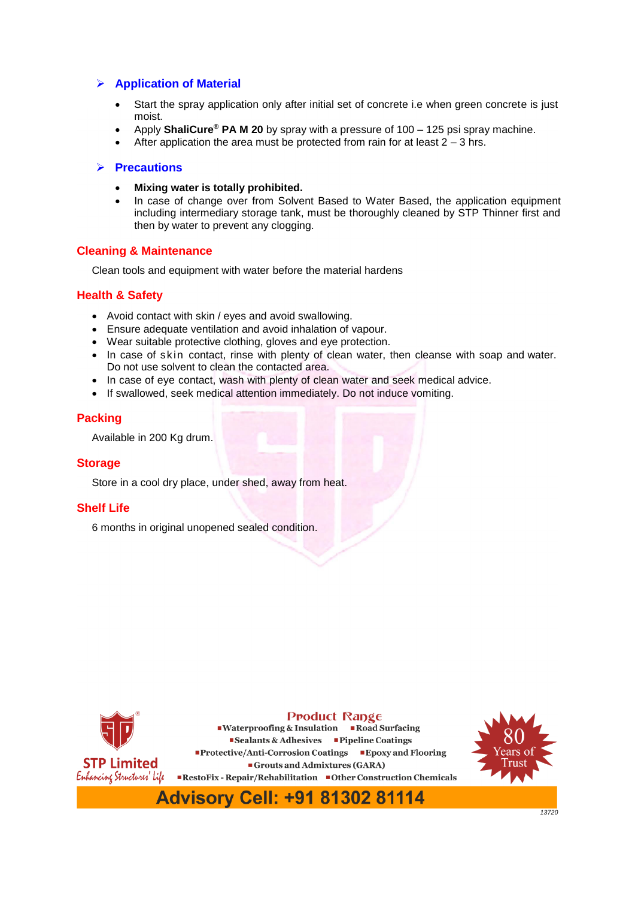## Application of Material

- Start the spray application only after initial set of concrete i.e when green concrete is just moist.
- Apply **ShaliCure® PA M 20** by spray with a pressure of 100 – 125 psi spray machine.
- After application the area must be protected from rain for at least 2 – 3 hrs.

## Precautions

- **Mixing water is totally prohibited.**
- In case of change over from Solvent Based to Water Based, the application equipment including intermediary storage tank, must be thoroughly cleaned by STP Thinner first and then by water to prevent any clogging.

## Cleaning & Maintenance

Clean tools and equipment with water before the material hardens

## Health & Safety

- Avoid contact with skin / eyes and avoid swallowing.
- Ensure adequate ventilation and avoid inhalation of vapour.
- Wear suitable protective clothing, gloves and eye protection.
- In case of skin contact, rinse with plenty of clean water, then cleanse with soap and water. Do not use solvent to clean the contacted area.
- In case of eye contact, wash with plenty of clean water and seek medical advice.
- If swallowed, seek medical attention immediately. Do not induce vomiting.

## Packing

Available in 200 Kg drum.

## Storage

Store in a cool dry place, under shed, away from heat.

## Shelf Life

6 months in original unopened sealed condition.

STP Limited
*Enhancing Structures' Life*

**Product Range**

- Waterproofing & Insulation
- Road Surfacing
- Sealants & Adhesives
- Pipeline Coatings
- Protective/Anti-Corrosion Coatings
- Epoxy and Flooring
- Grouts and Admixtures (GARA)
- RestoFix - Repair/Rehabilitation
- Other Construction Chemicals

80 Years of Trust

**Advisory Cell: +91 81302 81114**

13720